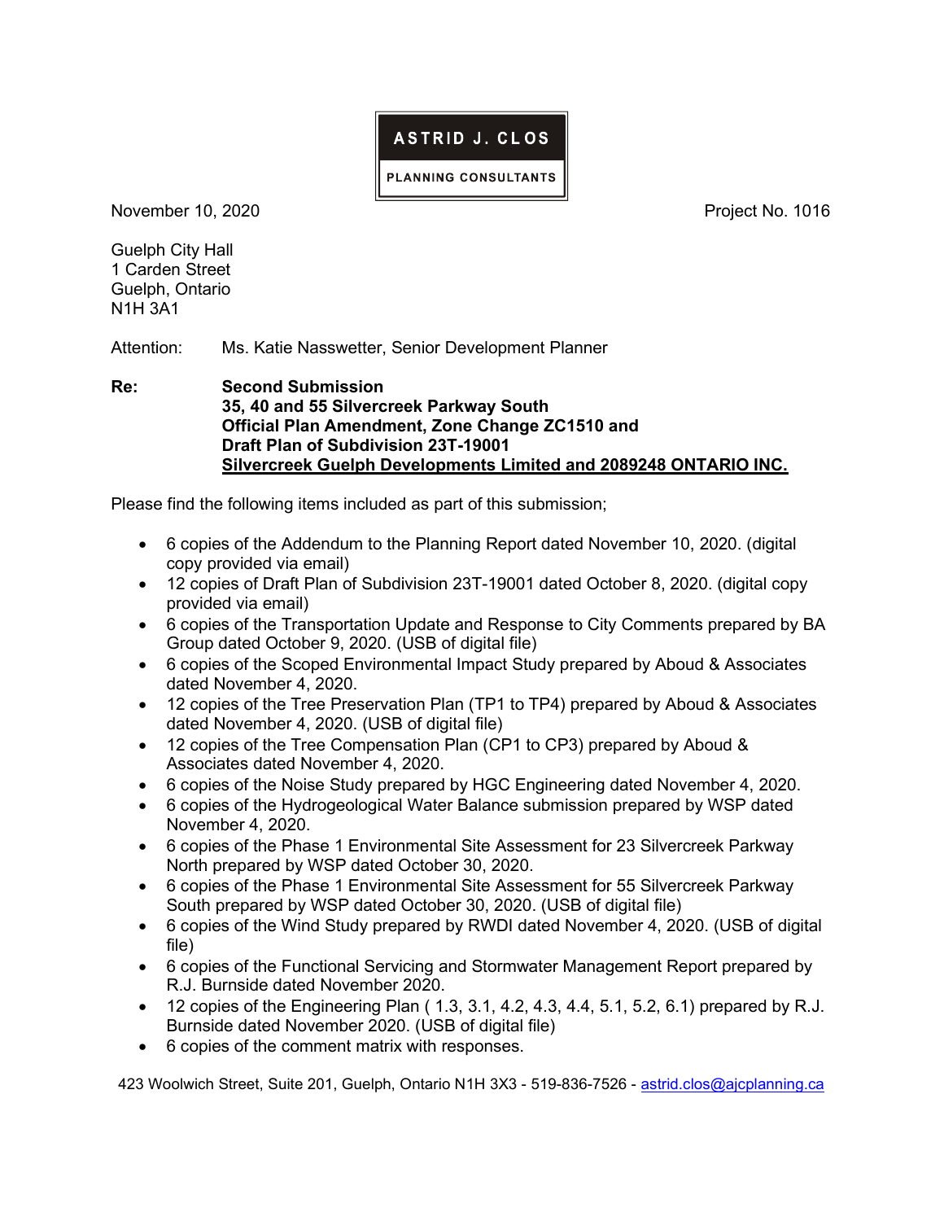**ASTRID J. CLOS**

**PLANNING CONSULTANTS**

November 10, 2020 Project No. 1016

Guelph City Hall
1 Carden Street
Guelph, Ontario
N1H 3A1

Attention: Ms. Katie Nasswetter, Senior Development Planner

**Re: Second Submission**
**35, 40 and 55 Silvercreek Parkway South**
**Official Plan Amendment, Zone Change ZC1510 and**
**Draft Plan of Subdivision 23T-19001**
**<u>Silvercreek Guelph Developments Limited and 2089248 ONTARIO INC.</u>**

Please find the following items included as part of this submission;

- 6 copies of the Addendum to the Planning Report dated November 10, 2020. (digital copy provided via email)
- 12 copies of Draft Plan of Subdivision 23T-19001 dated October 8, 2020. (digital copy provided via email)
- 6 copies of the Transportation Update and Response to City Comments prepared by BA Group dated October 9, 2020. (USB of digital file)
- 6 copies of the Scoped Environmental Impact Study prepared by Aboud & Associates dated November 4, 2020.
- 12 copies of the Tree Preservation Plan (TP1 to TP4) prepared by Aboud & Associates dated November 4, 2020. (USB of digital file)
- 12 copies of the Tree Compensation Plan (CP1 to CP3) prepared by Aboud & Associates dated November 4, 2020.
- 6 copies of the Noise Study prepared by HGC Engineering dated November 4, 2020.
- 6 copies of the Hydrogeological Water Balance submission prepared by WSP dated November 4, 2020.
- 6 copies of the Phase 1 Environmental Site Assessment for 23 Silvercreek Parkway North prepared by WSP dated October 30, 2020.
- 6 copies of the Phase 1 Environmental Site Assessment for 55 Silvercreek Parkway South prepared by WSP dated October 30, 2020. (USB of digital file)
- 6 copies of the Wind Study prepared by RWDI dated November 4, 2020. (USB of digital file)
- 6 copies of the Functional Servicing and Stormwater Management Report prepared by R.J. Burnside dated November 2020.
- 12 copies of the Engineering Plan ( 1.3, 3.1, 4.2, 4.3, 4.4, 5.1, 5.2, 6.1) prepared by R.J. Burnside dated November 2020. (USB of digital file)
- 6 copies of the comment matrix with responses.

423 Woolwich Street, Suite 201, Guelph, Ontario N1H 3X3 - 519-836-7526 - astrid.clos@ajcplanning.ca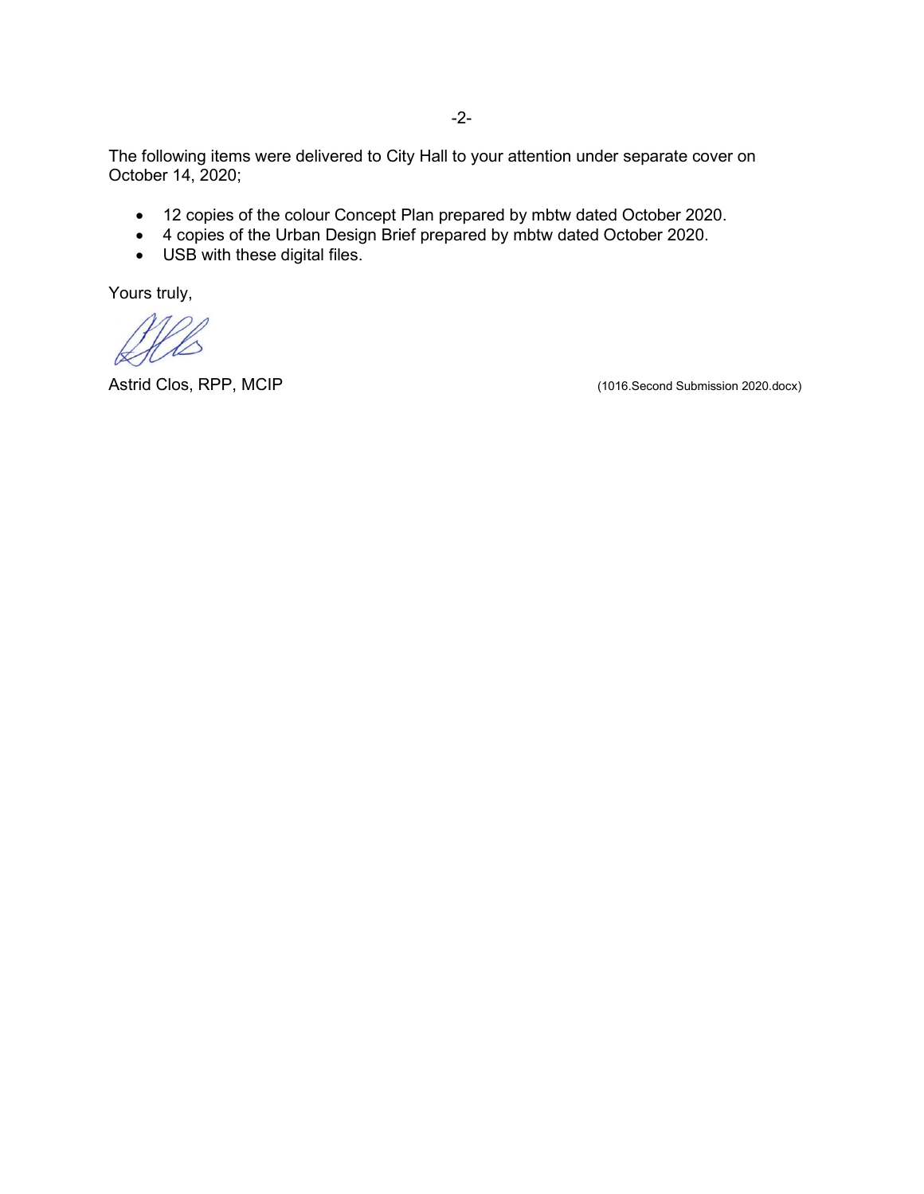The following items were delivered to City Hall to your attention under separate cover on October 14, 2020;

- 12 copies of the colour Concept Plan prepared by mbtw dated October 2020.
- 4 copies of the Urban Design Brief prepared by mbtw dated October 2020.
- USB with these digital files.

Yours truly,

Astrid Clos, RPP, MCIP

(1016.Second Submission 2020.docx)